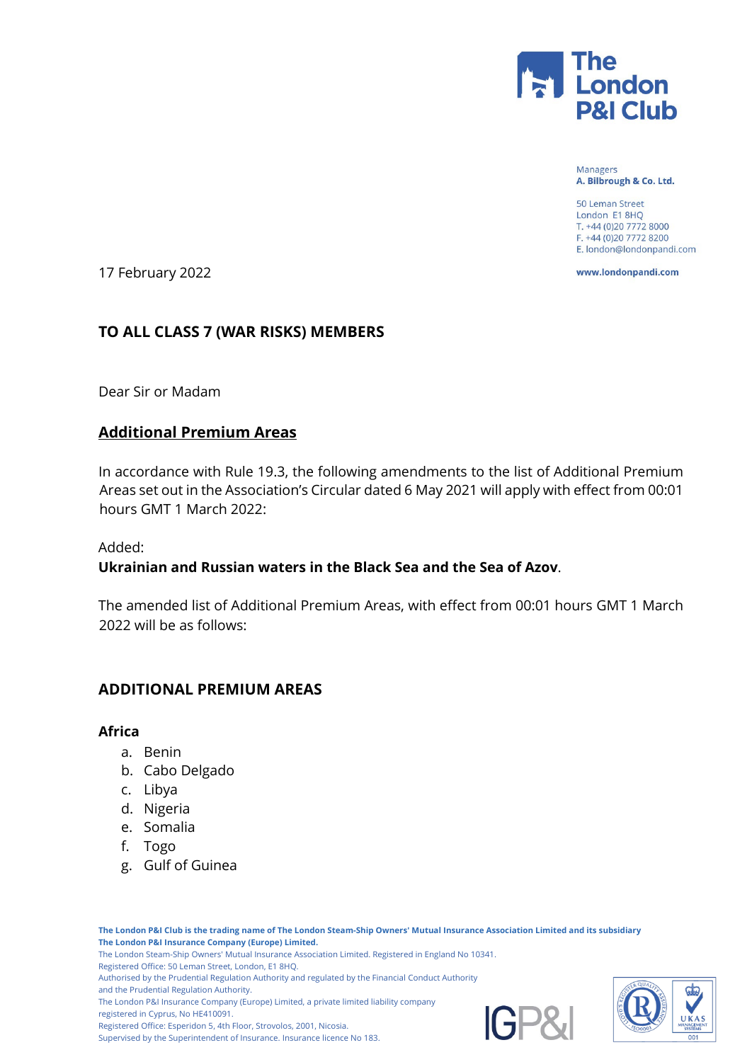The London P&I Club

Managers
**A. Bilbrough & Co. Ltd.**

50 Leman Street
London E1 8HQ
T. +44 (0)20 7772 8000
F. +44 (0)20 7772 8200
E. london@londonpandi.com

**www.londonpandi.com**

17 February 2022

**TO ALL CLASS 7 (WAR RISKS) MEMBERS**

Dear Sir or Madam

## Additional Premium Areas

In accordance with Rule 19.3, the following amendments to the list of Additional Premium Areas set out in the Association's Circular dated 6 May 2021 will apply with effect from 00:01 hours GMT 1 March 2022:

Added:
**Ukrainian and Russian waters in the Black Sea and the Sea of Azov**.

The amended list of Additional Premium Areas, with effect from 00:01 hours GMT 1 March 2022 will be as follows:

### ADDITIONAL PREMIUM AREAS

**Africa**

a. Benin
b. Cabo Delgado
c. Libya
d. Nigeria
e. Somalia
f. Togo
g. Gulf of Guinea

**The London P&I Club is the trading name of The London Steam-Ship Owners' Mutual Insurance Association Limited and its subsidiary The London P&I Insurance Company (Europe) Limited.**
The London Steam-Ship Owners' Mutual Insurance Association Limited. Registered in England No 10341.
Registered Office: 50 Leman Street, London, E1 8HQ.
Authorised by the Prudential Regulation Authority and regulated by the Financial Conduct Authority and the Prudential Regulation Authority.
The London P&I Insurance Company (Europe) Limited, a private limited liability company registered in Cyprus, No HE410091.
Registered Office: Esperidon 5, 4th Floor, Strovolos, 2001, Nicosia.
Supervised by the Superintendent of Insurance. Insurance licence No 183.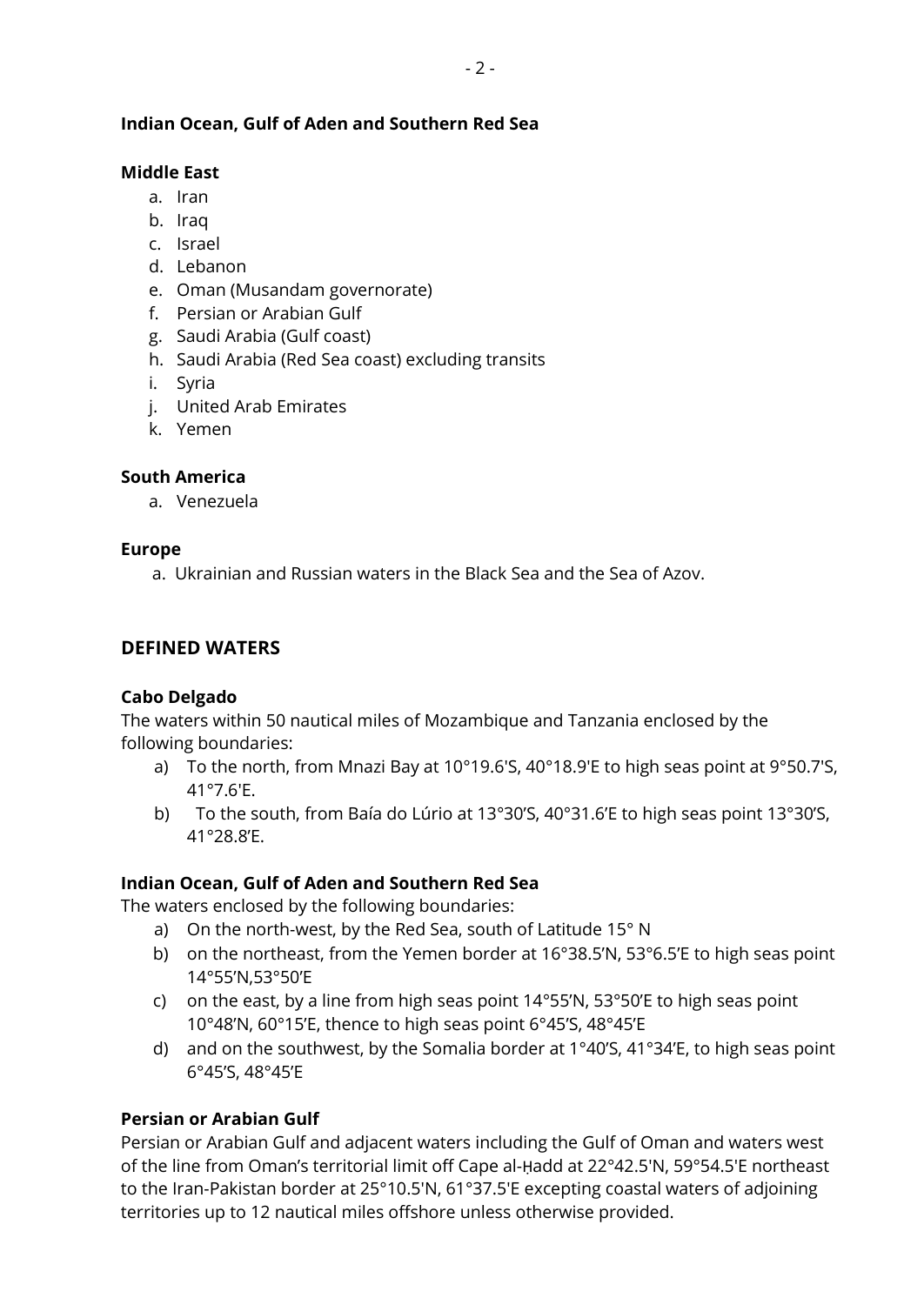**Indian Ocean, Gulf of Aden and Southern Red Sea**

**Middle East**

a. Iran
b. Iraq
c. Israel
d. Lebanon
e. Oman (Musandam governorate)
f. Persian or Arabian Gulf
g. Saudi Arabia (Gulf coast)
h. Saudi Arabia (Red Sea coast) excluding transits
i. Syria
j. United Arab Emirates
k. Yemen

**South America**

a. Venezuela

**Europe**

a. Ukrainian and Russian waters in the Black Sea and the Sea of Azov.

## DEFINED WATERS

**Cabo Delgado**

The waters within 50 nautical miles of Mozambique and Tanzania enclosed by the following boundaries:

a) To the north, from Mnazi Bay at 10°19.6'S, 40°18.9'E to high seas point at 9°50.7'S, 41°7.6'E.
b) To the south, from Baía do Lúrio at 13°30'S, 40°31.6'E to high seas point 13°30'S, 41°28.8'E.

**Indian Ocean, Gulf of Aden and Southern Red Sea**

The waters enclosed by the following boundaries:

a) On the north-west, by the Red Sea, south of Latitude 15° N
b) on the northeast, from the Yemen border at 16°38.5'N, 53°6.5'E to high seas point 14°55'N,53°50'E
c) on the east, by a line from high seas point 14°55'N, 53°50'E to high seas point 10°48'N, 60°15'E, thence to high seas point 6°45'S, 48°45'E
d) and on the southwest, by the Somalia border at 1°40'S, 41°34'E, to high seas point 6°45'S, 48°45'E

**Persian or Arabian Gulf**

Persian or Arabian Gulf and adjacent waters including the Gulf of Oman and waters west of the line from Oman's territorial limit off Cape al-Ḥadd at 22°42.5'N, 59°54.5'E northeast to the Iran-Pakistan border at 25°10.5'N, 61°37.5'E excepting coastal waters of adjoining territories up to 12 nautical miles offshore unless otherwise provided.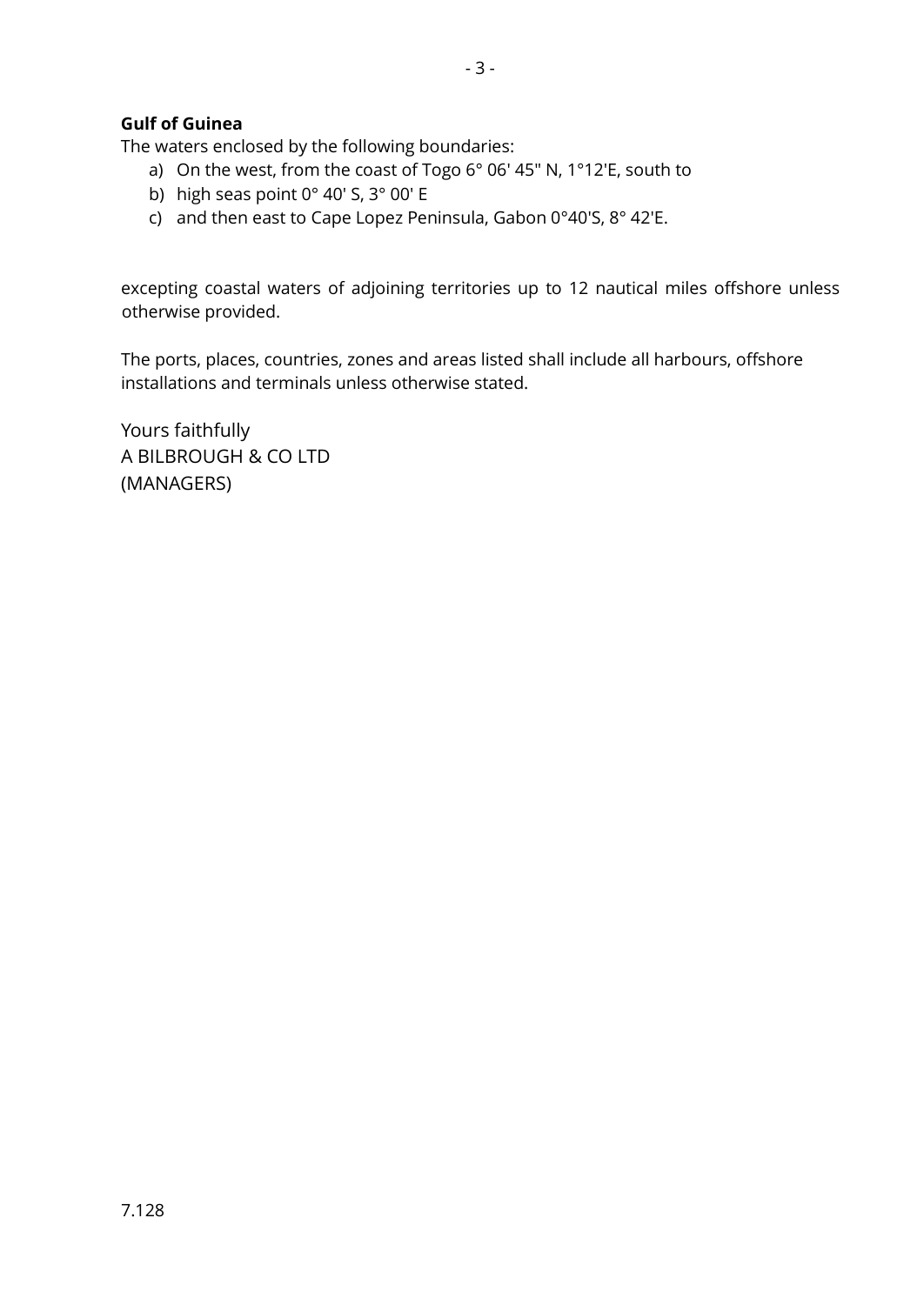**Gulf of Guinea**

The waters enclosed by the following boundaries:

a) On the west, from the coast of Togo 6° 06' 45" N, 1°12'E, south to
b) high seas point 0° 40' S, 3° 00' E
c) and then east to Cape Lopez Peninsula, Gabon 0°40'S, 8° 42'E.

excepting coastal waters of adjoining territories up to 12 nautical miles offshore unless otherwise provided.

The ports, places, countries, zones and areas listed shall include all harbours, offshore installations and terminals unless otherwise stated.

Yours faithfully
A BILBROUGH & CO LTD
(MANAGERS)

7.128